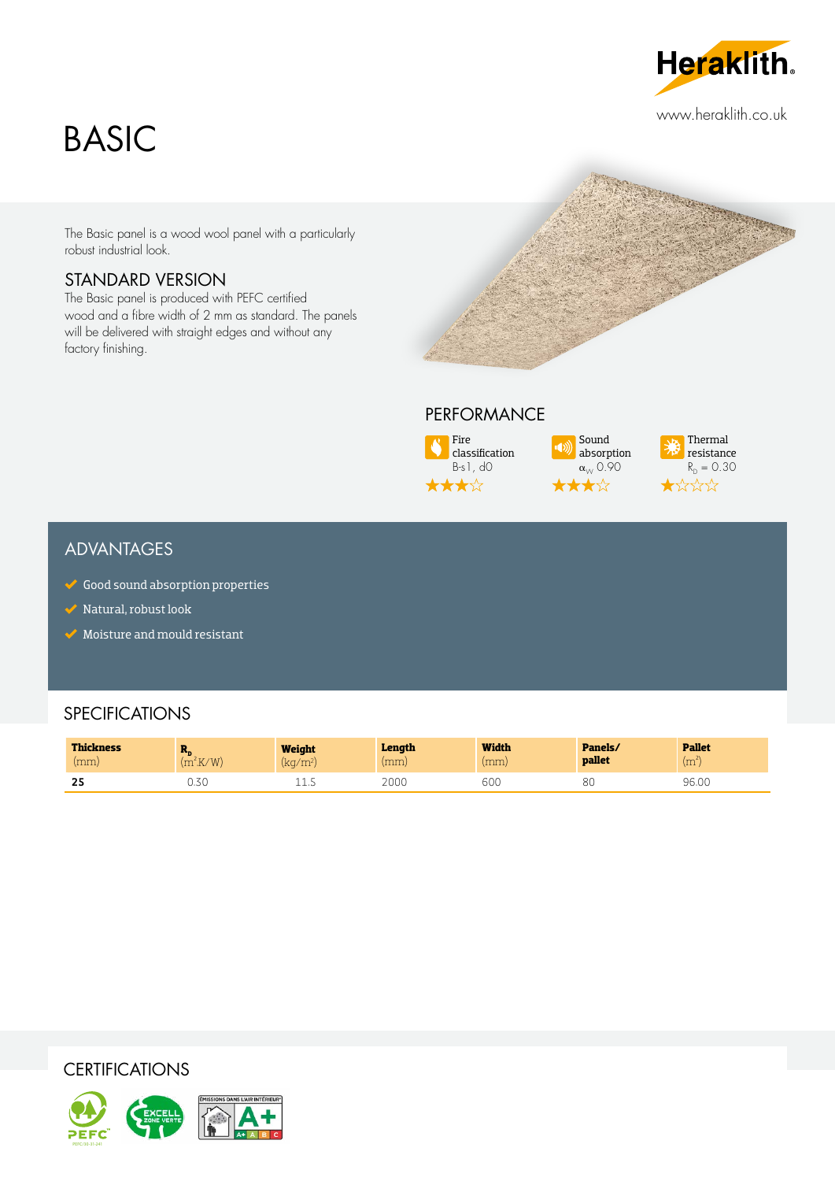Heraklith

www.heraklith.co.uk

# BASIC

The Basic panel is a wood wool panel with a particularly robust industrial look.

## STANDARD VERSION

The Basic panel is produced with PEFC certified wood and a fibre width of 2 mm as standard. The panels will be delivered with straight edges and without any factory finishing.

## PERFORMANCE

Fire classification
B-s1, d0
★★★☆

Sound absorption
$\alpha_W$ 0.90
★★★☆

Thermal resistance
$R_D$ = 0.30
★☆☆☆

## ADVANTAGES

- Good sound absorption properties
- Natural, robust look
- Moisture and mould resistant

## SPECIFICATIONS

| **Thickness** (mm) | $R_D$ ($m^2K/W$) | **Weight** ($kg/m^2$) | **Length** (mm) | **Width** (mm) | **Panels/ pallet** | **Pallet** ($m^2$) |
|---|---|---|---|---|---|---|
| **25** | 0.30 | 11.5 | 2000 | 600 | 80 | 96.00 |

## CERTIFICATIONS

PEFC

EXCELL ZONE VERTE

ÉMISSIONS DANS L'AIR INTÉRIEUR A+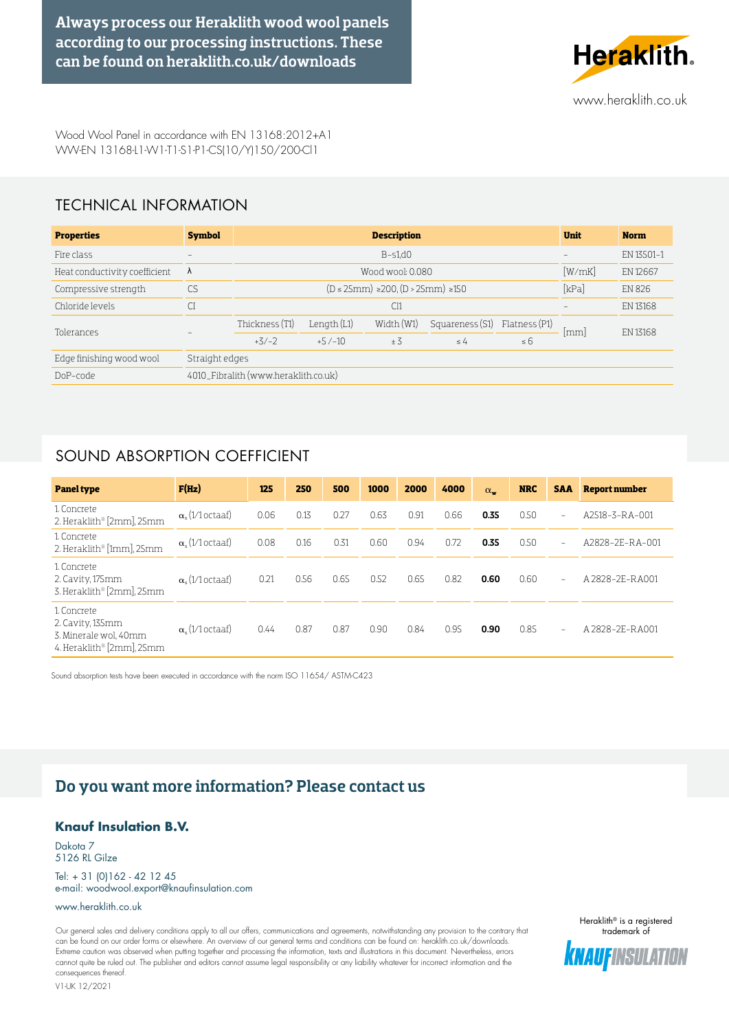**Always process our Heraklith wood wool panels according to our processing instructions. These can be found on heraklith.co.uk/downloads**

Heraklith

www.heraklith.co.uk

Wood Wool Panel in accordance with EN 13168:2012+A1
WW-EN 13168-L1-W1-T1-S1-P1-CS(10/Y)150/200-Cl1

## TECHNICAL INFORMATION

| Properties | Symbol | Description | | | | | Unit | Norm |
|---|---|---|---|---|---|---|---|---|
| Fire class | – | B-s1,d0 | | | | | – | EN 13501-1 |
| Heat conductivity coefficient | λ | Wood wool: 0.080 | | | | | [W/mK] | EN 12667 |
| Compressive strength | CS | (D ≤ 25mm) ≥200, (D > 25mm) ≥150 | | | | | [kPa] | EN 826 |
| Chloride levels | CI | Cl1 | | | | | – | EN 13168 |
| Tolerances | – | Thickness (T1) | Length (L1) | Width (W1) | Squareness (S1) | Flatness (P1) | [mm] | EN 13168 |
| | | +3/−2 | +5 /−10 | ± 3 | ≤ 4 | ≤ 6 | | |
| Edge finishing wood wool | Straight edges | | | | | | | |
| DoP-code | 4010_Fibralith (www.heraklith.co.uk) | | | | | | | |

## SOUND ABSORPTION COEFFICIENT

| Panel type | F(Hz) | 125 | 250 | 500 | 1000 | 2000 | 4000 | $\alpha_w$ | NRC | SAA | Report number |
|---|---|---|---|---|---|---|---|---|---|---|---|
| 1. Concrete<br>2. Heraklith® [2mm], 25mm | $\alpha_s$ (1/1 octaaf) | 0.06 | 0.13 | 0.27 | 0.63 | 0.91 | 0.66 | **0.35** | 0.50 | – | A2518-3-RA-001 |
| 1. Concrete<br>2. Heraklith® [1mm], 25mm | $\alpha_s$ (1/1 octaaf) | 0.08 | 0.16 | 0.31 | 0.60 | 0.94 | 0.72 | **0.35** | 0.50 | – | A2828-2E-RA-001 |
| 1. Concrete<br>2. Cavity, 175mm<br>3. Heraklith® [2mm], 25mm | $\alpha_s$ (1/1 octaaf) | 0.21 | 0.56 | 0.65 | 0.52 | 0.65 | 0.82 | **0.60** | 0.60 | – | A 2828-2E-RA001 |
| 1. Concrete<br>2. Cavity, 135mm<br>3. Minerale wol, 40mm<br>4. Heraklith® [2mm], 25mm | $\alpha_s$ (1/1 octaaf) | 0.44 | 0.87 | 0.87 | 0.90 | 0.84 | 0.95 | **0.90** | 0.85 | – | A 2828-2E-RA001 |

Sound absorption tests have been executed in accordance with the norm ISO 11654/ ASTM-C423

## Do you want more information? Please contact us

### Knauf Insulation B.V.

Dakota 7
5126 RL Gilze

Tel: + 31 (0)162 - 42 12 45
e-mail: woodwool.export@knaufinsulation.com

www.heraklith.co.uk

Our general sales and delivery conditions apply to all our offers, communications and agreements, notwithstanding any provision to the contrary that can be found on our order forms or elsewhere. An overview of our general terms and conditions can be found on: heraklith.co.uk/downloads. Extreme caution was observed when putting together and processing the information, texts and illustrations in this document. Nevertheless, errors cannot quite be ruled out. The publisher and editors cannot assume legal responsibility or any liability whatever for incorrect information and the consequences thereof.

V1-UK 12/2021

Heraklith® is a registered trademark of KNAUF INSULATION